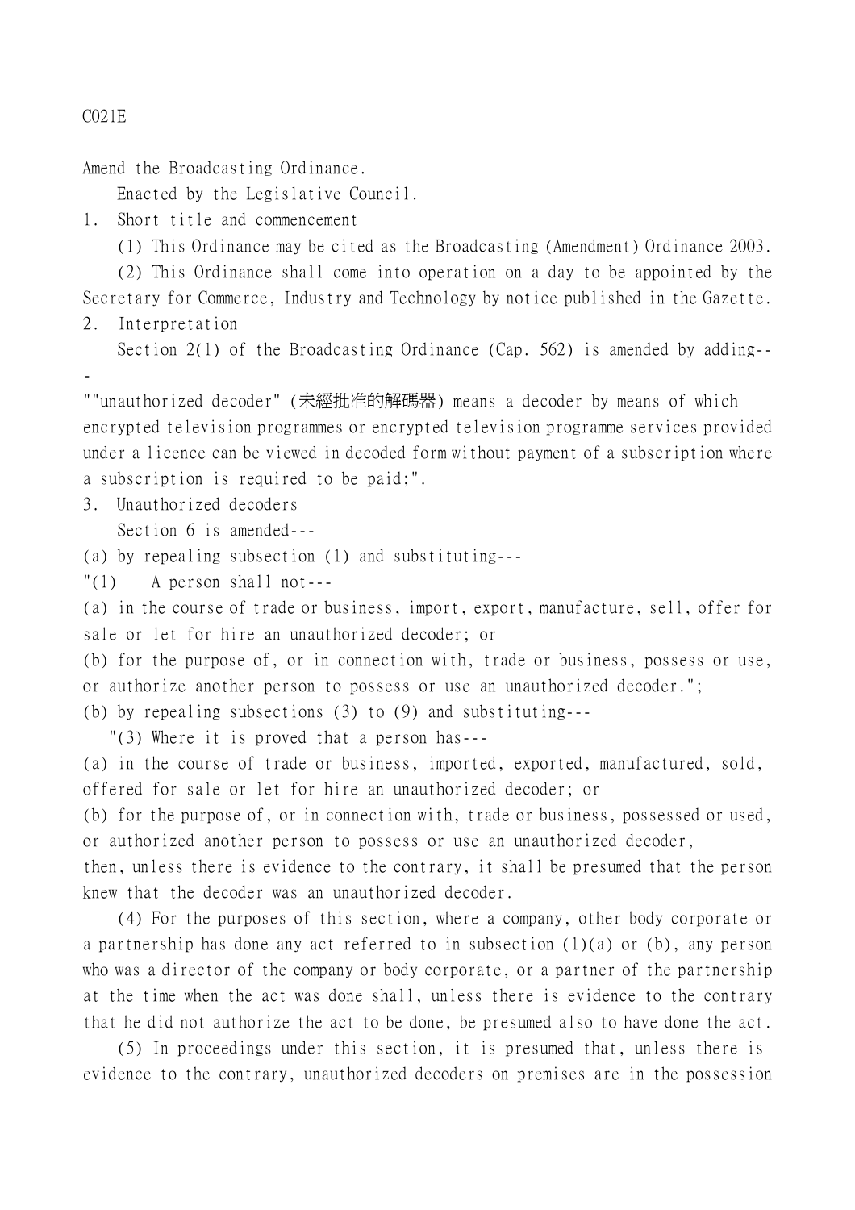C021E

Amend the Broadcasting Ordinance.

Enacted by the Legislative Council.

1. Short title and commencement

(1) This Ordinance may be cited as the Broadcasting (Amendment) Ordinance 2003.

(2) This Ordinance shall come into operation on a day to be appointed by the Secretary for Commerce, Industry and Technology by notice published in the Gazette.

2. Interpretation

Section 2(1) of the Broadcasting Ordinance (Cap. 562) is amended by adding---

""unauthorized decoder" (未經批准的解碼器) means a decoder by means of which encrypted television programmes or encrypted television programme services provided under a licence can be viewed in decoded form without payment of a subscription where a subscription is required to be paid;".

3. Unauthorized decoders

Section 6 is amended---

(a) by repealing subsection (1) and substituting---

"(1) A person shall not---

(a) in the course of trade or business, import, export, manufacture, sell, offer for sale or let for hire an unauthorized decoder; or

(b) for the purpose of, or in connection with, trade or business, possess or use, or authorize another person to possess or use an unauthorized decoder.";

(b) by repealing subsections (3) to (9) and substituting---

"(3) Where it is proved that a person has---

(a) in the course of trade or business, imported, exported, manufactured, sold, offered for sale or let for hire an unauthorized decoder; or

(b) for the purpose of, or in connection with, trade or business, possessed or used, or authorized another person to possess or use an unauthorized decoder,

then, unless there is evidence to the contrary, it shall be presumed that the person knew that the decoder was an unauthorized decoder.

(4) For the purposes of this section, where a company, other body corporate or a partnership has done any act referred to in subsection (1)(a) or (b), any person who was a director of the company or body corporate, or a partner of the partnership at the time when the act was done shall, unless there is evidence to the contrary that he did not authorize the act to be done, be presumed also to have done the act.

(5) In proceedings under this section, it is presumed that, unless there is evidence to the contrary, unauthorized decoders on premises are in the possession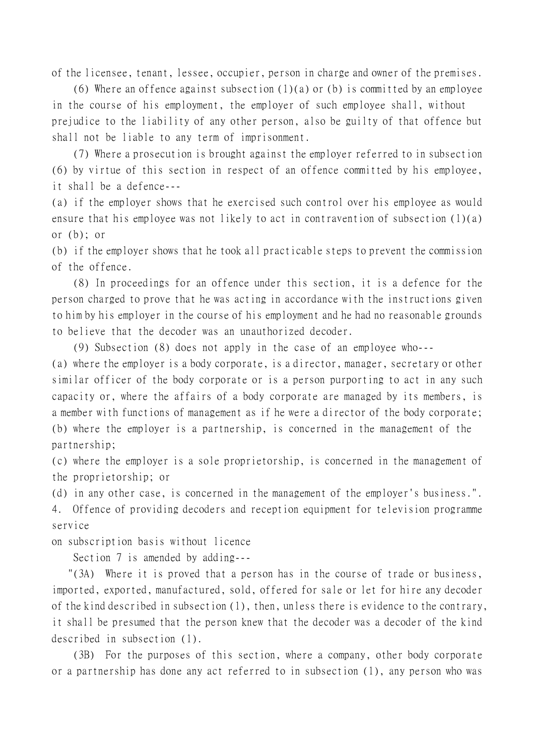of the licensee, tenant, lessee, occupier, person in charge and owner of the premises.

(6) Where an offence against subsection (1)(a) or (b) is committed by an employee in the course of his employment, the employer of such employee shall, without prejudice to the liability of any other person, also be guilty of that offence but shall not be liable to any term of imprisonment.

(7) Where a prosecution is brought against the employer referred to in subsection (6) by virtue of this section in respect of an offence committed by his employee, it shall be a defence---

(a) if the employer shows that he exercised such control over his employee as would ensure that his employee was not likely to act in contravention of subsection (1)(a) or (b); or

(b) if the employer shows that he took all practicable steps to prevent the commission of the offence.

(8) In proceedings for an offence under this section, it is a defence for the person charged to prove that he was acting in accordance with the instructions given to him by his employer in the course of his employment and he had no reasonable grounds to believe that the decoder was an unauthorized decoder.

(9) Subsection (8) does not apply in the case of an employee who---

(a) where the employer is a body corporate, is a director, manager, secretary or other similar officer of the body corporate or is a person purporting to act in any such capacity or, where the affairs of a body corporate are managed by its members, is a member with functions of management as if he were a director of the body corporate;

(b) where the employer is a partnership, is concerned in the management of the partnership;

(c) where the employer is a sole proprietorship, is concerned in the management of the proprietorship; or

(d) in any other case, is concerned in the management of the employer's business.".

4. Offence of providing decoders and reception equipment for television programme service on subscription basis without licence

Section 7 is amended by adding---

"(3A) Where it is proved that a person has in the course of trade or business, imported, exported, manufactured, sold, offered for sale or let for hire any decoder of the kind described in subsection (1), then, unless there is evidence to the contrary, it shall be presumed that the person knew that the decoder was a decoder of the kind described in subsection (1).

(3B) For the purposes of this section, where a company, other body corporate or a partnership has done any act referred to in subsection (1), any person who was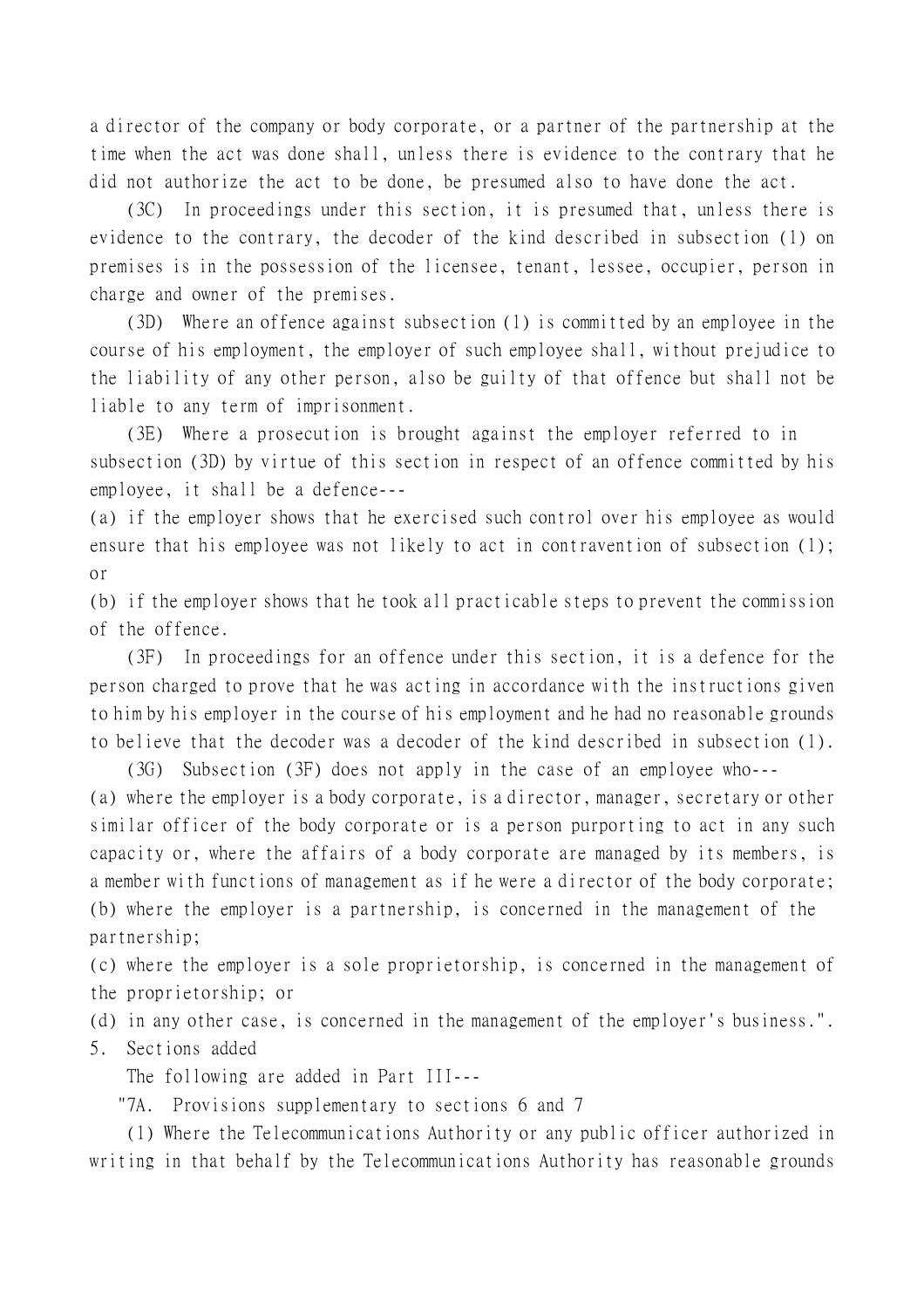a director of the company or body corporate, or a partner of the partnership at the time when the act was done shall, unless there is evidence to the contrary that he did not authorize the act to be done, be presumed also to have done the act.

(3C) In proceedings under this section, it is presumed that, unless there is evidence to the contrary, the decoder of the kind described in subsection (1) on premises is in the possession of the licensee, tenant, lessee, occupier, person in charge and owner of the premises.

(3D) Where an offence against subsection (1) is committed by an employee in the course of his employment, the employer of such employee shall, without prejudice to the liability of any other person, also be guilty of that offence but shall not be liable to any term of imprisonment.

(3E) Where a prosecution is brought against the employer referred to in subsection (3D) by virtue of this section in respect of an offence committed by his employee, it shall be a defence---

(a) if the employer shows that he exercised such control over his employee as would ensure that his employee was not likely to act in contravention of subsection (1); or

(b) if the employer shows that he took all practicable steps to prevent the commission of the offence.

(3F) In proceedings for an offence under this section, it is a defence for the person charged to prove that he was acting in accordance with the instructions given to him by his employer in the course of his employment and he had no reasonable grounds to believe that the decoder was a decoder of the kind described in subsection (1).

(3G) Subsection (3F) does not apply in the case of an employee who---

(a) where the employer is a body corporate, is a director, manager, secretary or other similar officer of the body corporate or is a person purporting to act in any such capacity or, where the affairs of a body corporate are managed by its members, is a member with functions of management as if he were a director of the body corporate;

(b) where the employer is a partnership, is concerned in the management of the partnership;

(c) where the employer is a sole proprietorship, is concerned in the management of the proprietorship; or

(d) in any other case, is concerned in the management of the employer's business.".

5. Sections added

The following are added in Part III---

"7A. Provisions supplementary to sections 6 and 7

(1) Where the Telecommunications Authority or any public officer authorized in writing in that behalf by the Telecommunications Authority has reasonable grounds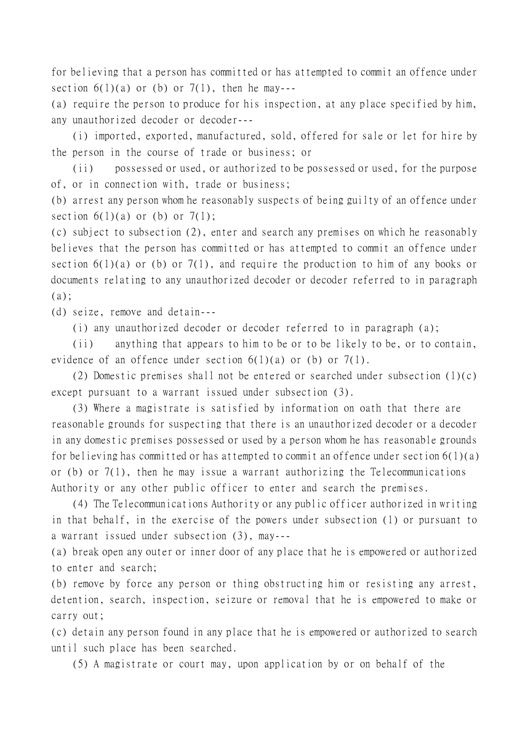for believing that a person has committed or has attempted to commit an offence under section 6(1)(a) or (b) or 7(1), then he may---

(a) require the person to produce for his inspection, at any place specified by him, any unauthorized decoder or decoder---

(i) imported, exported, manufactured, sold, offered for sale or let for hire by the person in the course of trade or business; or

(ii) possessed or used, or authorized to be possessed or used, for the purpose of, or in connection with, trade or business;

(b) arrest any person whom he reasonably suspects of being guilty of an offence under section 6(1)(a) or (b) or 7(1);

(c) subject to subsection (2), enter and search any premises on which he reasonably believes that the person has committed or has attempted to commit an offence under section 6(1)(a) or (b) or 7(1), and require the production to him of any books or documents relating to any unauthorized decoder or decoder referred to in paragraph (a);

(d) seize, remove and detain---

(i) any unauthorized decoder or decoder referred to in paragraph (a);

(ii) anything that appears to him to be or to be likely to be, or to contain, evidence of an offence under section 6(1)(a) or (b) or 7(1).

(2) Domestic premises shall not be entered or searched under subsection (1)(c) except pursuant to a warrant issued under subsection (3).

(3) Where a magistrate is satisfied by information on oath that there are reasonable grounds for suspecting that there is an unauthorized decoder or a decoder in any domestic premises possessed or used by a person whom he has reasonable grounds for believing has committed or has attempted to commit an offence under section 6(1)(a) or (b) or 7(1), then he may issue a warrant authorizing the Telecommunications Authority or any other public officer to enter and search the premises.

(4) The Telecommunications Authority or any public officer authorized in writing in that behalf, in the exercise of the powers under subsection (1) or pursuant to a warrant issued under subsection (3), may---

(a) break open any outer or inner door of any place that he is empowered or authorized to enter and search;

(b) remove by force any person or thing obstructing him or resisting any arrest, detention, search, inspection, seizure or removal that he is empowered to make or carry out;

(c) detain any person found in any place that he is empowered or authorized to search until such place has been searched.

(5) A magistrate or court may, upon application by or on behalf of the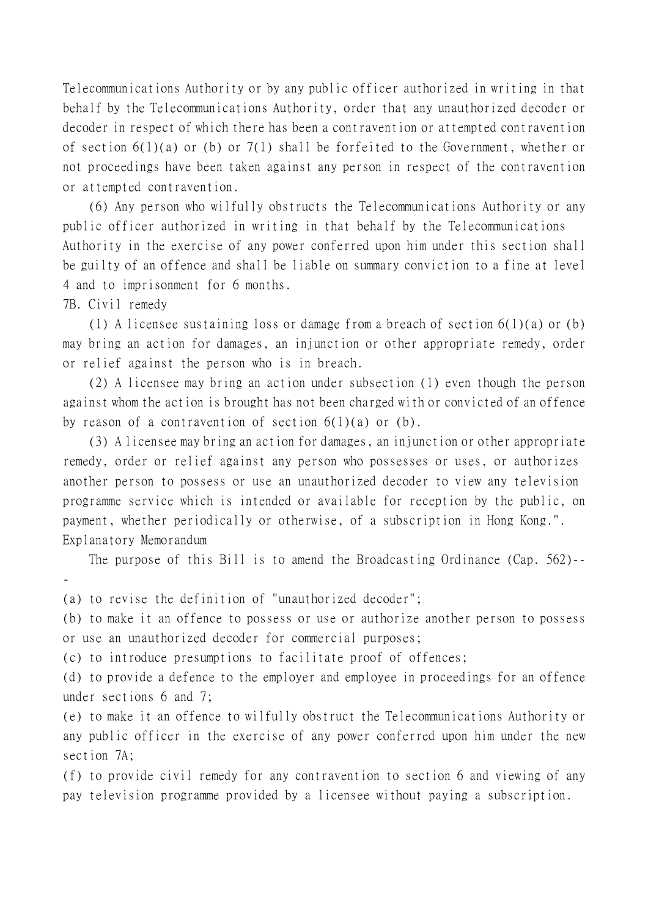Telecommunications Authority or by any public officer authorized in writing in that behalf by the Telecommunications Authority, order that any unauthorized decoder or decoder in respect of which there has been a contravention or attempted contravention of section 6(1)(a) or (b) or 7(1) shall be forfeited to the Government, whether or not proceedings have been taken against any person in respect of the contravention or attempted contravention.

(6) Any person who wilfully obstructs the Telecommunications Authority or any public officer authorized in writing in that behalf by the Telecommunications Authority in the exercise of any power conferred upon him under this section shall be guilty of an offence and shall be liable on summary conviction to a fine at level 4 and to imprisonment for 6 months.

7B. Civil remedy

(1) A licensee sustaining loss or damage from a breach of section 6(1)(a) or (b) may bring an action for damages, an injunction or other appropriate remedy, order or relief against the person who is in breach.

(2) A licensee may bring an action under subsection (1) even though the person against whom the action is brought has not been charged with or convicted of an offence by reason of a contravention of section 6(1)(a) or (b).

(3) A licensee may bring an action for damages, an injunction or other appropriate remedy, order or relief against any person who possesses or uses, or authorizes another person to possess or use an unauthorized decoder to view any television programme service which is intended or available for reception by the public, on payment, whether periodically or otherwise, of a subscription in Hong Kong.".

Explanatory Memorandum

The purpose of this Bill is to amend the Broadcasting Ordinance (Cap. 562)---

(a) to revise the definition of "unauthorized decoder";

(b) to make it an offence to possess or use or authorize another person to possess or use an unauthorized decoder for commercial purposes;

(c) to introduce presumptions to facilitate proof of offences;

(d) to provide a defence to the employer and employee in proceedings for an offence under sections 6 and 7;

(e) to make it an offence to wilfully obstruct the Telecommunications Authority or any public officer in the exercise of any power conferred upon him under the new section 7A;

(f) to provide civil remedy for any contravention to section 6 and viewing of any pay television programme provided by a licensee without paying a subscription.